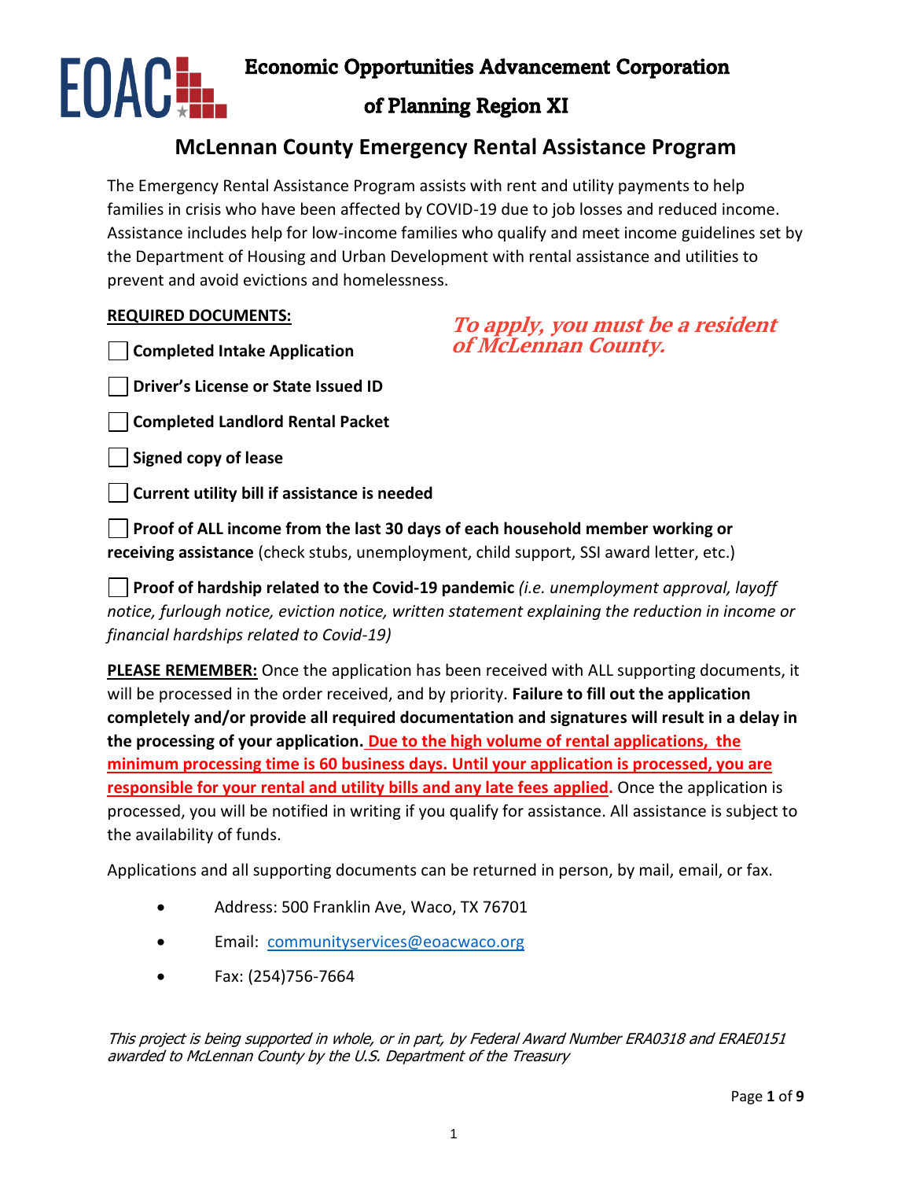# Economic Opportunities Advancement Corporation of Planning Region XI

## McLennan County Emergency Rental Assistance Program

The Emergency Rental Assistance Program assists with rent and utility payments to help families in crisis who have been affected by COVID-19 due to job losses and reduced income. Assistance includes help for low-income families who qualify and meet income guidelines set by the Department of Housing and Urban Development with rental assistance and utilities to prevent and avoid evictions and homelessness.

***To apply, you must be a resident of McLennan County.***

**REQUIRED DOCUMENTS:**

- [ ] **Completed Intake Application**
- [ ] **Driver's License or State Issued ID**
- [ ] **Completed Landlord Rental Packet**
- [ ] **Signed copy of lease**
- [ ] **Current utility bill if assistance is needed**
- [ ] **Proof of ALL income from the last 30 days of each household member working or receiving assistance** (check stubs, unemployment, child support, SSI award letter, etc.)
- [ ] **Proof of hardship related to the Covid-19 pandemic** *(i.e. unemployment approval, layoff notice, furlough notice, eviction notice, written statement explaining the reduction in income or financial hardships related to Covid-19)*

**PLEASE REMEMBER:** Once the application has been received with ALL supporting documents, it will be processed in the order received, and by priority. **Failure to fill out the application completely and/or provide all required documentation and signatures will result in a delay in the processing of your application. Due to the high volume of rental applications, the minimum processing time is 60 business days. Until your application is processed, you are responsible for your rental and utility bills and any late fees applied.** Once the application is processed, you will be notified in writing if you qualify for assistance. All assistance is subject to the availability of funds.

Applications and all supporting documents can be returned in person, by mail, email, or fax.

- Address: 500 Franklin Ave, Waco, TX 76701
- Email: communityservices@eoacwaco.org
- Fax: (254)756-7664

*This project is being supported in whole, or in part, by Federal Award Number ERA0318 and ERAE0151 awarded to McLennan County by the U.S. Department of the Treasury*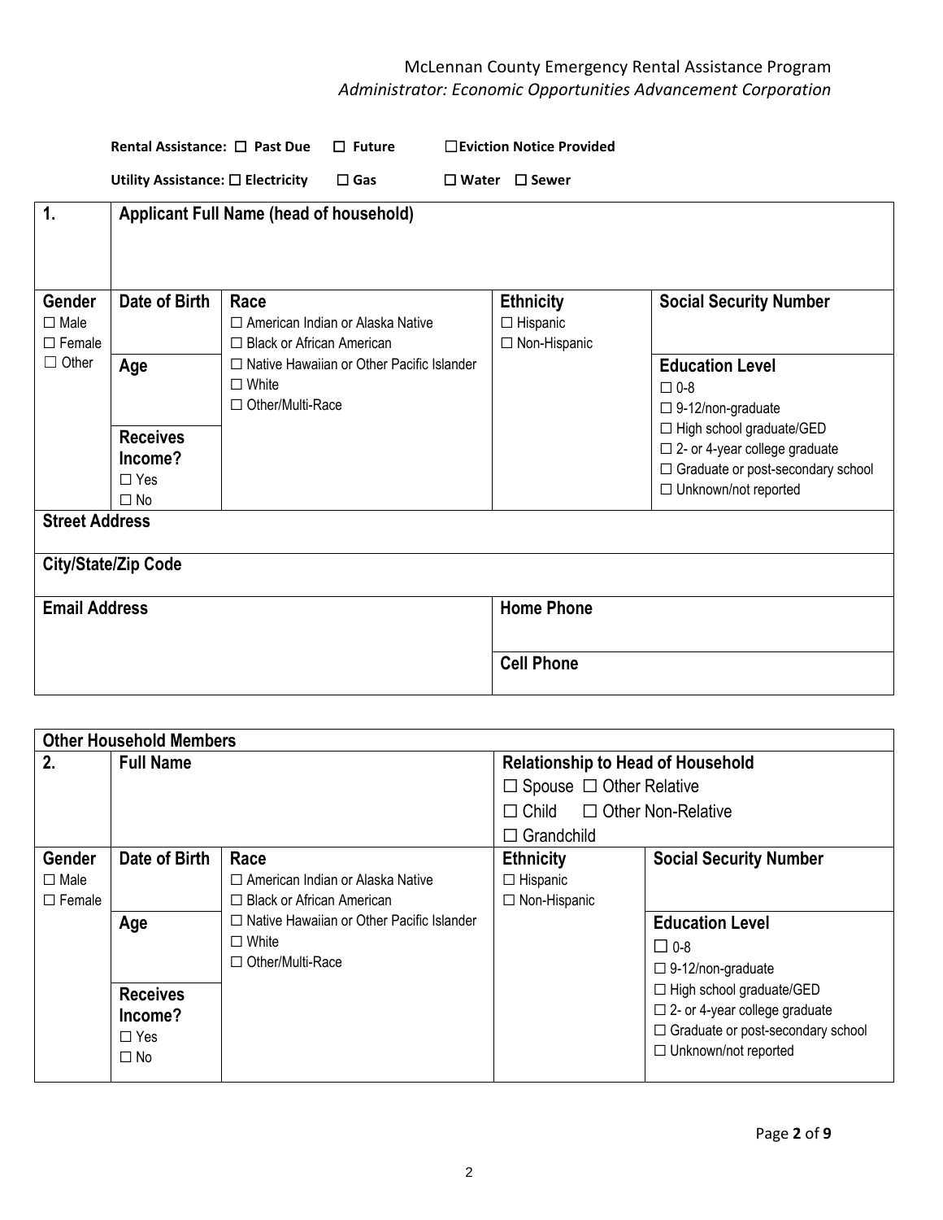McLennan County Emergency Rental Assistance Program
*Administrator: Economic Opportunities Advancement Corporation*

**Rental Assistance:** ☐ **Past Due** ☐ **Future** ☐ **Eviction Notice Provided**

**Utility Assistance:** ☐ **Electricity** ☐ **Gas** ☐ **Water** ☐ **Sewer**

| **1.** | **Applicant Full Name (head of household)** | | | |
|---|---|---|---|---|
| **Gender**<br>☐ Male<br>☐ Female<br>☐ Other | **Date of Birth** | **Race**<br>☐ American Indian or Alaska Native<br>☐ Black or African American<br>☐ Native Hawaiian or Other Pacific Islander<br>☐ White<br>☐ Other/Multi-Race | **Ethnicity**<br>☐ Hispanic<br>☐ Non-Hispanic | **Social Security Number** |
| | **Age** | | | **Education Level**<br>☐ 0-8<br>☐ 9-12/non-graduate<br>☐ High school graduate/GED<br>☐ 2- or 4-year college graduate<br>☐ Graduate or post-secondary school<br>☐ Unknown/not reported |
| | **Receives Income?**<br>☐ Yes<br>☐ No | | | |
| **Street Address** | | | | |
| **City/State/Zip Code** | | | | |
| **Email Address** | | | **Home Phone** | |
| | | | **Cell Phone** | |

| **Other Household Members** | | | | |
|---|---|---|---|---|
| **2.** | **Full Name** | | **Relationship to Head of Household**<br>☐ Spouse ☐ Other Relative<br>☐ Child ☐ Other Non-Relative<br>☐ Grandchild | |
| **Gender**<br>☐ Male<br>☐ Female | **Date of Birth** | **Race**<br>☐ American Indian or Alaska Native<br>☐ Black or African American<br>☐ Native Hawaiian or Other Pacific Islander<br>☐ White<br>☐ Other/Multi-Race | **Ethnicity**<br>☐ Hispanic<br>☐ Non-Hispanic | **Social Security Number** |
| | **Age** | | | **Education Level**<br>☐ 0-8<br>☐ 9-12/non-graduate<br>☐ High school graduate/GED<br>☐ 2- or 4-year college graduate<br>☐ Graduate or post-secondary school<br>☐ Unknown/not reported |
| | **Receives Income?**<br>☐ Yes<br>☐ No | | | |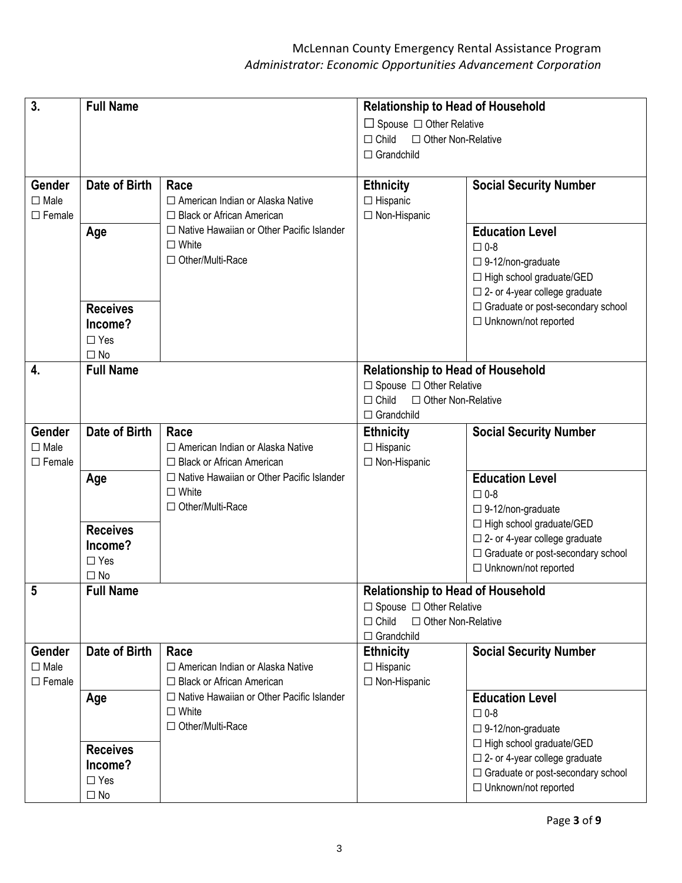| 3. | Full Name | | Relationship to Head of Household<br>☐ Spouse ☐ Other Relative<br>☐ Child ☐ Other Non-Relative<br>☐ Grandchild | |
|---|---|---|---|---|
| **Gender**<br>☐ Male<br>☐ Female | **Date of Birth** | **Race**<br>☐ American Indian or Alaska Native<br>☐ Black or African American<br>☐ Native Hawaiian or Other Pacific Islander<br>☐ White<br>☐ Other/Multi-Race | **Ethnicity**<br>☐ Hispanic<br>☐ Non-Hispanic | **Social Security Number** |
| | **Age** | | | **Education Level**<br>☐ 0-8<br>☐ 9-12/non-graduate<br>☐ High school graduate/GED<br>☐ 2- or 4-year college graduate<br>☐ Graduate or post-secondary school<br>☐ Unknown/not reported |
| | **Receives Income?**<br>☐ Yes<br>☐ No | | | |

| 4. | Full Name | | Relationship to Head of Household<br>☐ Spouse ☐ Other Relative<br>☐ Child ☐ Other Non-Relative<br>☐ Grandchild | |
|---|---|---|---|---|
| **Gender**<br>☐ Male<br>☐ Female | **Date of Birth** | **Race**<br>☐ American Indian or Alaska Native<br>☐ Black or African American<br>☐ Native Hawaiian or Other Pacific Islander<br>☐ White<br>☐ Other/Multi-Race | **Ethnicity**<br>☐ Hispanic<br>☐ Non-Hispanic | **Social Security Number** |
| | **Age** | | | **Education Level**<br>☐ 0-8<br>☐ 9-12/non-graduate<br>☐ High school graduate/GED<br>☐ 2- or 4-year college graduate<br>☐ Graduate or post-secondary school<br>☐ Unknown/not reported |
| | **Receives Income?**<br>☐ Yes<br>☐ No | | | |

| 5 | Full Name | | Relationship to Head of Household<br>☐ Spouse ☐ Other Relative<br>☐ Child ☐ Other Non-Relative<br>☐ Grandchild | |
|---|---|---|---|---|
| **Gender**<br>☐ Male<br>☐ Female | **Date of Birth** | **Race**<br>☐ American Indian or Alaska Native<br>☐ Black or African American<br>☐ Native Hawaiian or Other Pacific Islander<br>☐ White<br>☐ Other/Multi-Race | **Ethnicity**<br>☐ Hispanic<br>☐ Non-Hispanic | **Social Security Number** |
| | **Age** | | | **Education Level**<br>☐ 0-8<br>☐ 9-12/non-graduate<br>☐ High school graduate/GED<br>☐ 2- or 4-year college graduate<br>☐ Graduate or post-secondary school<br>☐ Unknown/not reported |
| | **Receives Income?**<br>☐ Yes<br>☐ No | | | |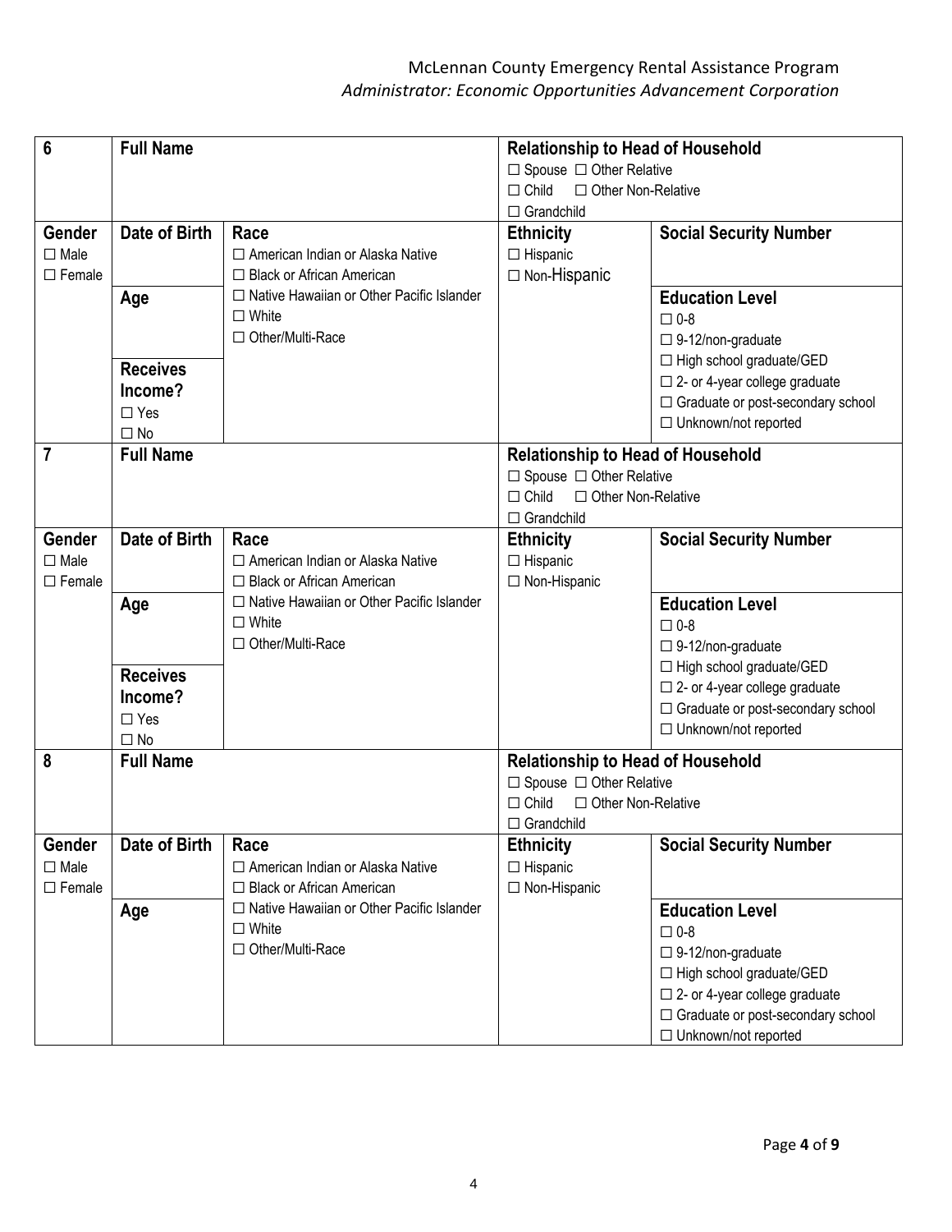| 6 | Full Name | | Relationship to Head of Household<br>☐ Spouse ☐ Other Relative<br>☐ Child ☐ Other Non-Relative<br>☐ Grandchild | |
|---|---|---|---|---|
| **Gender**<br>☐ Male<br>☐ Female | **Date of Birth** | **Race**<br>☐ American Indian or Alaska Native<br>☐ Black or African American<br>☐ Native Hawaiian or Other Pacific Islander<br>☐ White<br>☐ Other/Multi-Race | **Ethnicity**<br>☐ Hispanic<br>☐ Non-Hispanic | **Social Security Number** |
| | **Age** | | | **Education Level**<br>☐ 0-8<br>☐ 9-12/non-graduate<br>☐ High school graduate/GED<br>☐ 2- or 4-year college graduate<br>☐ Graduate or post-secondary school<br>☐ Unknown/not reported |
| | **Receives Income?**<br>☐ Yes<br>☐ No | | | |
| **7** | **Full Name** | | **Relationship to Head of Household**<br>☐ Spouse ☐ Other Relative<br>☐ Child ☐ Other Non-Relative<br>☐ Grandchild | |
| **Gender**<br>☐ Male<br>☐ Female | **Date of Birth** | **Race**<br>☐ American Indian or Alaska Native<br>☐ Black or African American<br>☐ Native Hawaiian or Other Pacific Islander<br>☐ White<br>☐ Other/Multi-Race | **Ethnicity**<br>☐ Hispanic<br>☐ Non-Hispanic | **Social Security Number** |
| | **Age** | | | **Education Level**<br>☐ 0-8<br>☐ 9-12/non-graduate<br>☐ High school graduate/GED<br>☐ 2- or 4-year college graduate<br>☐ Graduate or post-secondary school<br>☐ Unknown/not reported |
| | **Receives Income?**<br>☐ Yes<br>☐ No | | | |
| **8** | **Full Name** | | **Relationship to Head of Household**<br>☐ Spouse ☐ Other Relative<br>☐ Child ☐ Other Non-Relative<br>☐ Grandchild | |
| **Gender**<br>☐ Male<br>☐ Female | **Date of Birth** | **Race**<br>☐ American Indian or Alaska Native<br>☐ Black or African American<br>☐ Native Hawaiian or Other Pacific Islander<br>☐ White<br>☐ Other/Multi-Race | **Ethnicity**<br>☐ Hispanic<br>☐ Non-Hispanic | **Social Security Number** |
| | **Age** | | | **Education Level**<br>☐ 0-8<br>☐ 9-12/non-graduate<br>☐ High school graduate/GED<br>☐ 2- or 4-year college graduate<br>☐ Graduate or post-secondary school<br>☐ Unknown/not reported |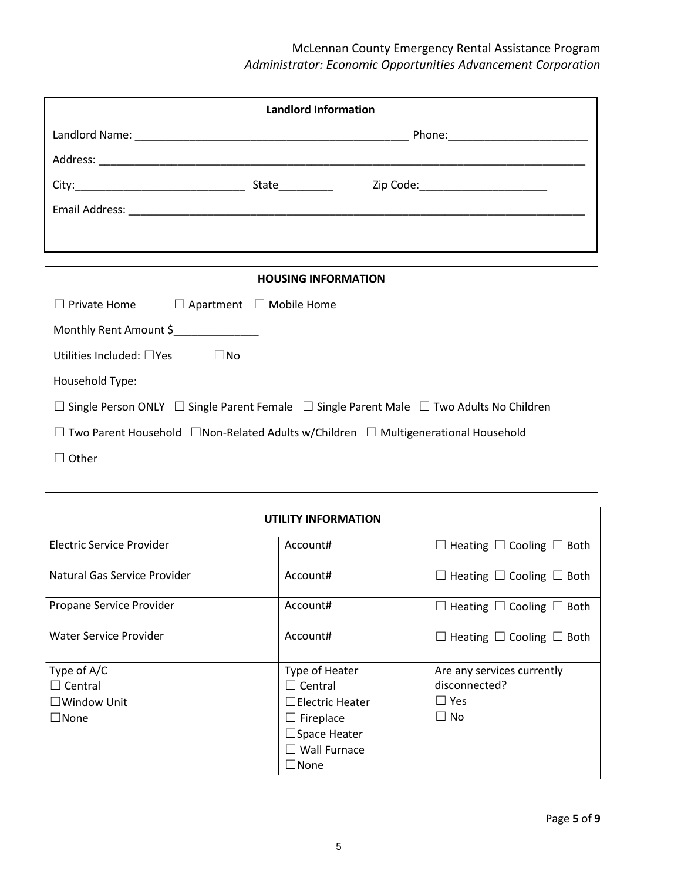## Landlord Information

Landlord Name: ____________________________________________ Phone:_______________________

Address: ________________________________________________________________________________

City:____________________________ State_________ Zip Code:_____________________

Email Address: __________________________________________________________________________

## HOUSING INFORMATION

☐ Private Home ☐ Apartment ☐ Mobile Home

Monthly Rent Amount $______________

Utilities Included: ☐Yes ☐No

Household Type:

☐ Single Person ONLY ☐ Single Parent Female ☐ Single Parent Male ☐ Two Adults No Children

☐ Two Parent Household ☐Non-Related Adults w/Children ☐ Multigenerational Household

☐ Other

## UTILITY INFORMATION

| Electric Service Provider | Account# | ☐ Heating ☐ Cooling ☐ Both |
|---|---|---|
| Natural Gas Service Provider | Account# | ☐ Heating ☐ Cooling ☐ Both |
| Propane Service Provider | Account# | ☐ Heating ☐ Cooling ☐ Both |
| Water Service Provider | Account# | ☐ Heating ☐ Cooling ☐ Both |
| Type of A/C<br>☐ Central<br>☐Window Unit<br>☐None | Type of Heater<br>☐ Central<br>☐Electric Heater<br>☐ Fireplace<br>☐Space Heater<br>☐ Wall Furnace<br>☐None | Are any services currently disconnected?<br>☐ Yes<br>☐ No |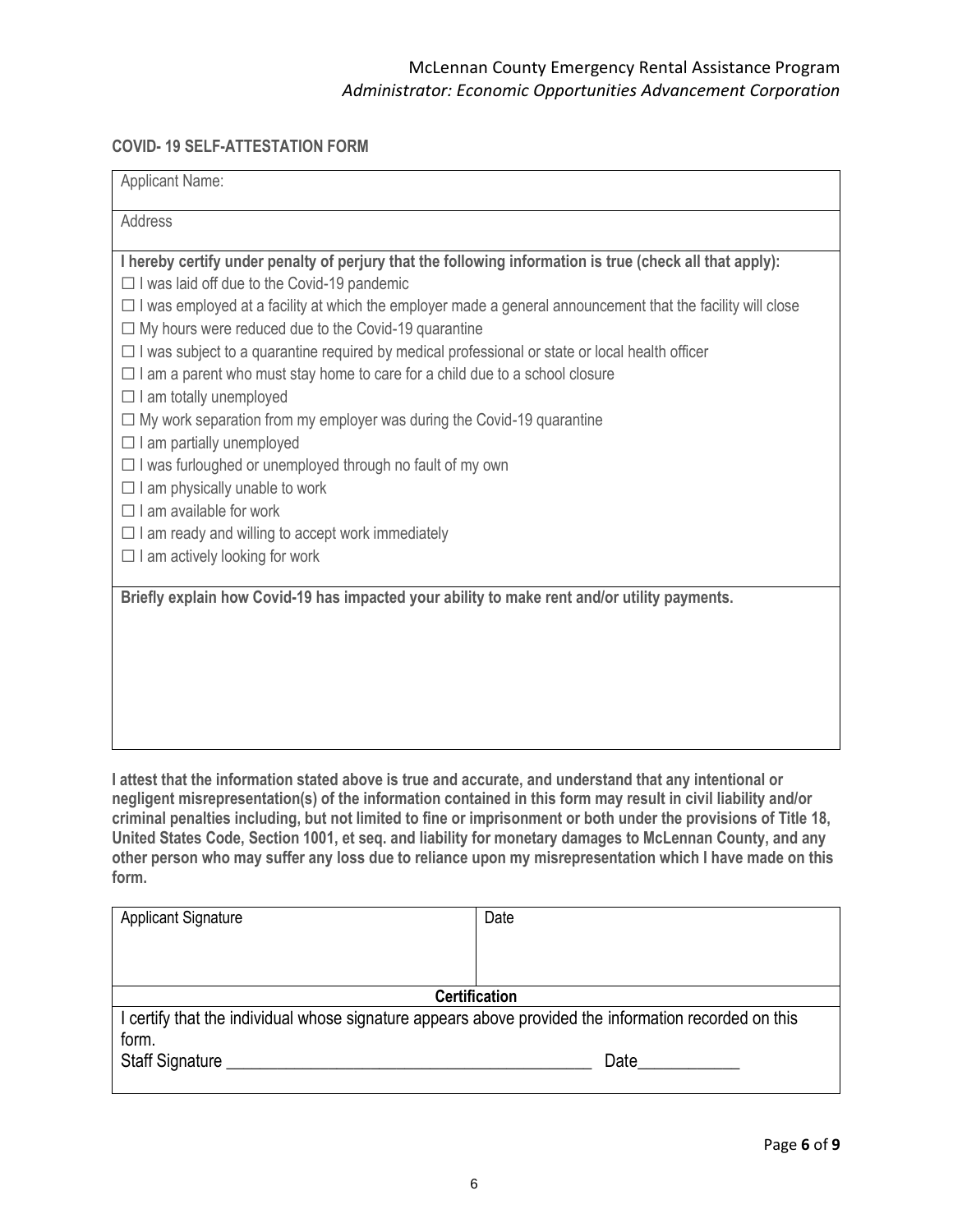McLennan County Emergency Rental Assistance Program
*Administrator: Economic Opportunities Advancement Corporation*

**COVID- 19 SELF-ATTESTATION FORM**

Applicant Name:

Address

**I hereby certify under penalty of perjury that the following information is true (check all that apply):**

☐ I was laid off due to the Covid-19 pandemic
☐ I was employed at a facility at which the employer made a general announcement that the facility will close
☐ My hours were reduced due to the Covid-19 quarantine
☐ I was subject to a quarantine required by medical professional or state or local health officer
☐ I am a parent who must stay home to care for a child due to a school closure
☐ I am totally unemployed
☐ My work separation from my employer was during the Covid-19 quarantine
☐ I am partially unemployed
☐ I was furloughed or unemployed through no fault of my own
☐ I am physically unable to work
☐ I am available for work
☐ I am ready and willing to accept work immediately
☐ I am actively looking for work

**Briefly explain how Covid-19 has impacted your ability to make rent and/or utility payments.**

**I attest that the information stated above is true and accurate, and understand that any intentional or negligent misrepresentation(s) of the information contained in this form may result in civil liability and/or criminal penalties including, but not limited to fine or imprisonment or both under the provisions of Title 18, United States Code, Section 1001, et seq. and liability for monetary damages to McLennan County, and any other person who may suffer any loss due to reliance upon my misrepresentation which I have made on this form.**

| Applicant Signature | Date |
| --- | --- |
| | |

**Certification**

I certify that the individual whose signature appears above provided the information recorded on this form.

Staff Signature ___________________________________________ Date____________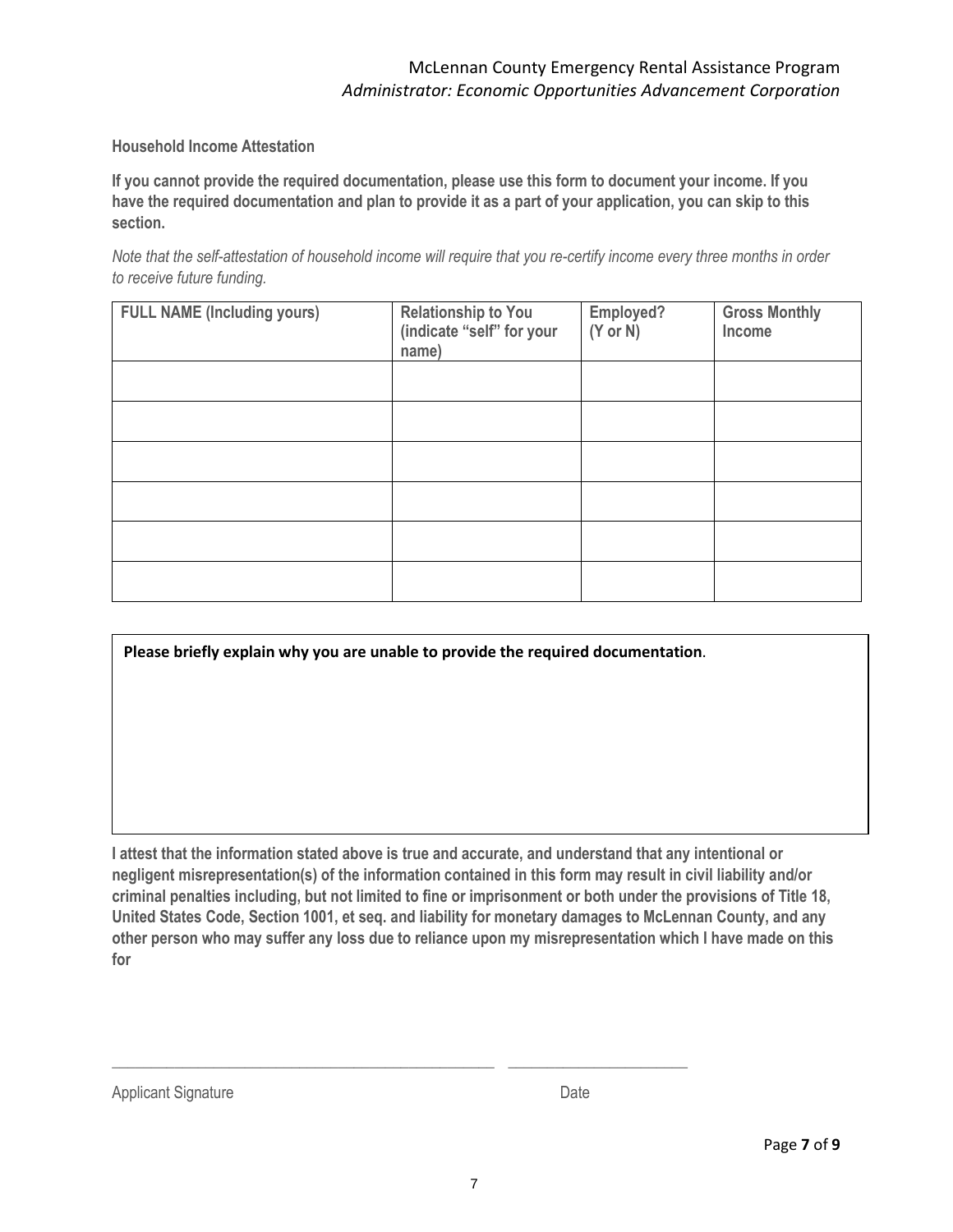McLennan County Emergency Rental Assistance Program
*Administrator: Economic Opportunities Advancement Corporation*

**Household Income Attestation**

**If you cannot provide the required documentation, please use this form to document your income. If you have the required documentation and plan to provide it as a part of your application, you can skip to this section.**

*Note that the self-attestation of household income will require that you re-certify income every three months in order to receive future funding.*

| FULL NAME (Including yours) | Relationship to You (indicate "self" for your name) | Employed? (Y or N) | Gross Monthly Income |
|---|---|---|---|
| | | | |
| | | | |
| | | | |
| | | | |
| | | | |
| | | | |

**Please briefly explain why you are unable to provide the required documentation**.

**I attest that the information stated above is true and accurate, and understand that any intentional or negligent misrepresentation(s) of the information contained in this form may result in civil liability and/or criminal penalties including, but not limited to fine or imprisonment or both under the provisions of Title 18, United States Code, Section 1001, et seq. and liability for monetary damages to McLennan County, and any other person who may suffer any loss due to reliance upon my misrepresentation which I have made on this for**

\_\_\_\_\_\_\_\_\_\_\_\_\_\_\_\_\_\_\_\_\_\_\_\_\_\_\_\_\_\_\_\_\_\_\_\_\_\_\_\_\_\_\_\_ \_\_\_\_\_\_\_\_\_\_\_\_\_\_\_\_\_\_\_\_\_\_

Applicant Signature Date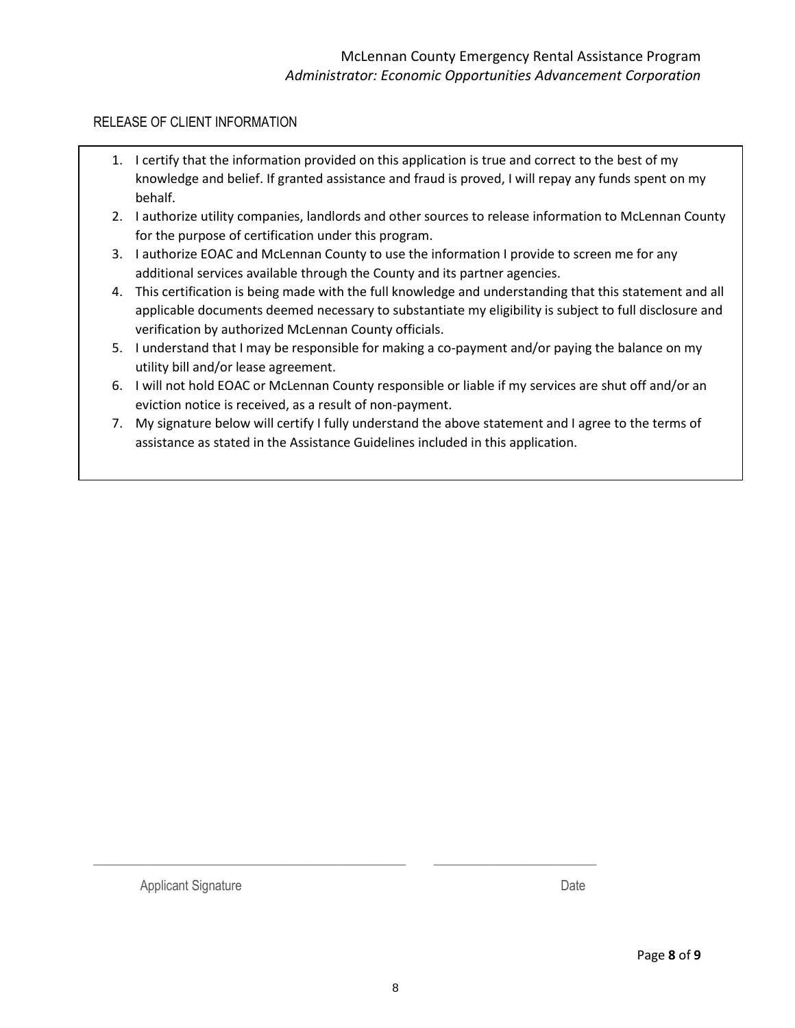McLennan County Emergency Rental Assistance Program
*Administrator: Economic Opportunities Advancement Corporation*

## RELEASE OF CLIENT INFORMATION

1. I certify that the information provided on this application is true and correct to the best of my knowledge and belief. If granted assistance and fraud is proved, I will repay any funds spent on my behalf.
2. I authorize utility companies, landlords and other sources to release information to McLennan County for the purpose of certification under this program.
3. I authorize EOAC and McLennan County to use the information I provide to screen me for any additional services available through the County and its partner agencies.
4. This certification is being made with the full knowledge and understanding that this statement and all applicable documents deemed necessary to substantiate my eligibility is subject to full disclosure and verification by authorized McLennan County officials.
5. I understand that I may be responsible for making a co-payment and/or paying the balance on my utility bill and/or lease agreement.
6. I will not hold EOAC or McLennan County responsible or liable if my services are shut off and/or an eviction notice is received, as a result of non-payment.
7. My signature below will certify I fully understand the above statement and I agree to the terms of assistance as stated in the Assistance Guidelines included in this application.

\_\_\_\_\_\_\_\_\_\_\_\_\_\_\_\_\_\_\_\_\_\_\_\_\_\_\_\_\_\_\_\_\_\_\_\_\_\_\_\_\_\_ \_\_\_\_\_\_\_\_\_\_\_\_\_\_\_\_\_\_\_\_\_\_

Applicant Signature Date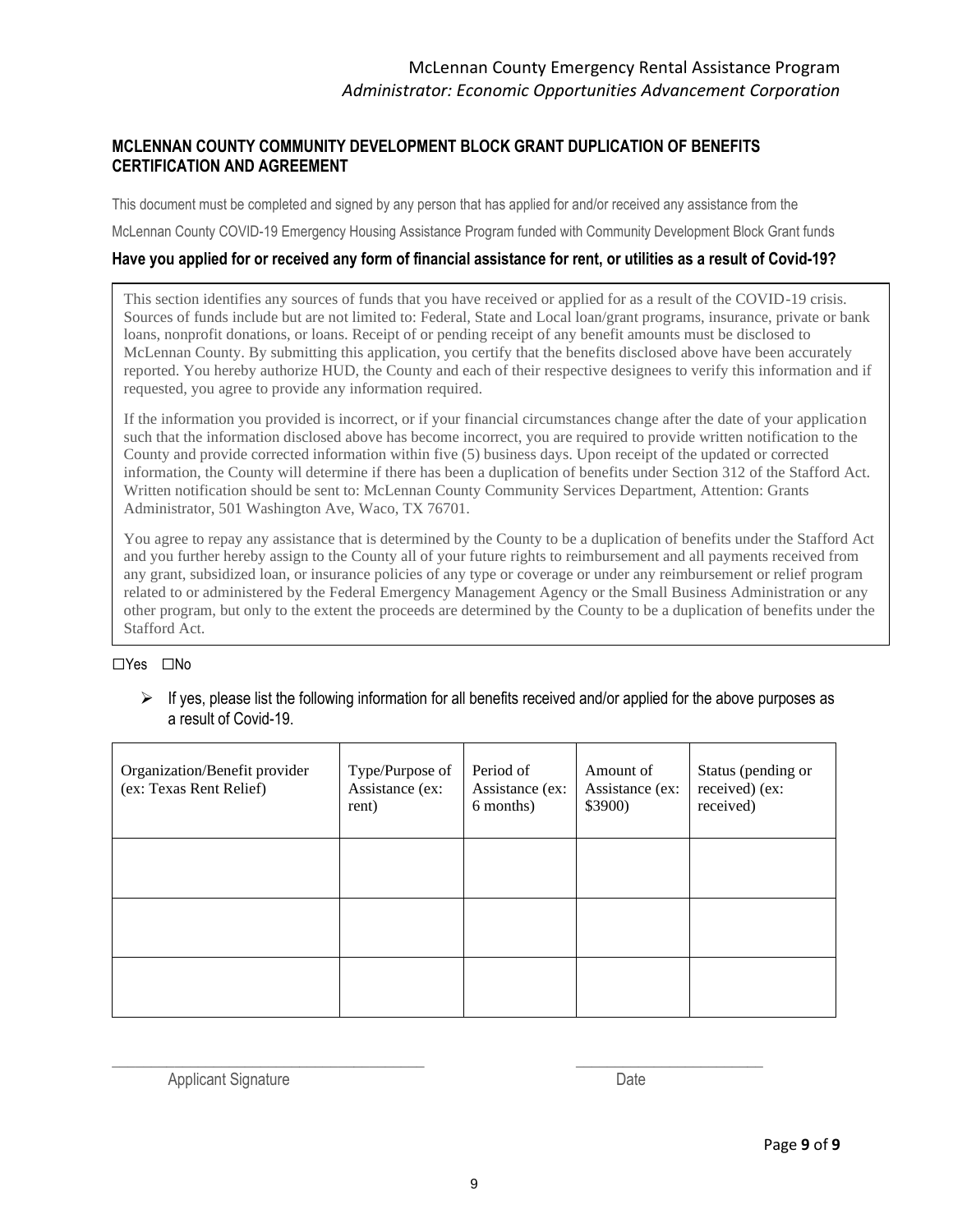McLennan County Emergency Rental Assistance Program
*Administrator: Economic Opportunities Advancement Corporation*

## MCLENNAN COUNTY COMMUNITY DEVELOPMENT BLOCK GRANT DUPLICATION OF BENEFITS CERTIFICATION AND AGREEMENT

This document must be completed and signed by any person that has applied for and/or received any assistance from the McLennan County COVID-19 Emergency Housing Assistance Program funded with Community Development Block Grant funds

**Have you applied for or received any form of financial assistance for rent, or utilities as a result of Covid-19?**

This section identifies any sources of funds that you have received or applied for as a result of the COVID-19 crisis. Sources of funds include but are not limited to: Federal, State and Local loan/grant programs, insurance, private or bank loans, nonprofit donations, or loans. Receipt of or pending receipt of any benefit amounts must be disclosed to McLennan County. By submitting this application, you certify that the benefits disclosed above have been accurately reported. You hereby authorize HUD, the County and each of their respective designees to verify this information and if requested, you agree to provide any information required.

If the information you provided is incorrect, or if your financial circumstances change after the date of your application such that the information disclosed above has become incorrect, you are required to provide written notification to the County and provide corrected information within five (5) business days. Upon receipt of the updated or corrected information, the County will determine if there has been a duplication of benefits under Section 312 of the Stafford Act. Written notification should be sent to: McLennan County Community Services Department, Attention: Grants Administrator, 501 Washington Ave, Waco, TX 76701.

You agree to repay any assistance that is determined by the County to be a duplication of benefits under the Stafford Act and you further hereby assign to the County all of your future rights to reimbursement and all payments received from any grant, subsidized loan, or insurance policies of any type or coverage or under any reimbursement or relief program related to or administered by the Federal Emergency Management Agency or the Small Business Administration or any other program, but only to the extent the proceeds are determined by the County to be a duplication of benefits under the Stafford Act.

☐Yes ☐No

- If yes, please list the following information for all benefits received and/or applied for the above purposes as a result of Covid-19.

| Organization/Benefit provider (ex: Texas Rent Relief) | Type/Purpose of Assistance (ex: rent) | Period of Assistance (ex: 6 months) | Amount of Assistance (ex: $3900) | Status (pending or received) (ex: received) |
|---|---|---|---|---|
| | | | | |
| | | | | |
| | | | | |

______________________________ Applicant Signature

______________________________ Date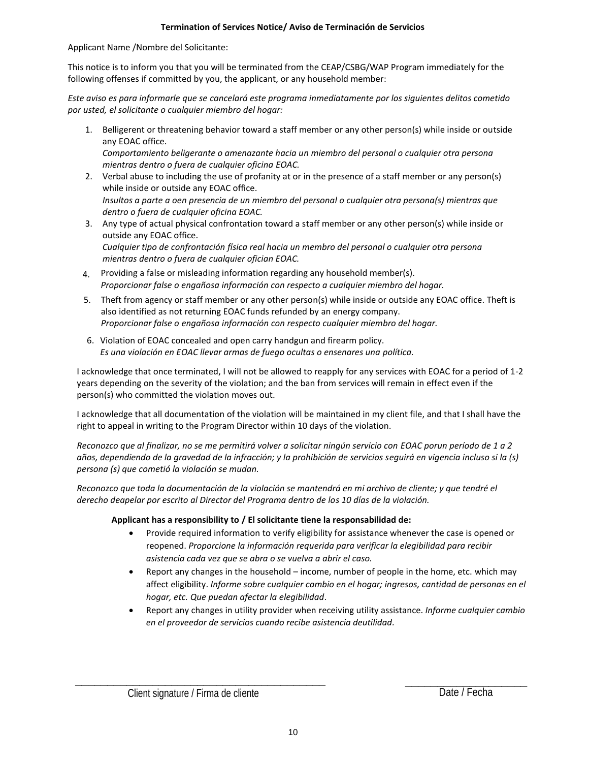**Termination of Services Notice/ Aviso de Terminación de Servicios**

Applicant Name /Nombre del Solicitante:

This notice is to inform you that you will be terminated from the CEAP/CSBG/WAP Program immediately for the following offenses if committed by you, the applicant, or any household member:

*Este aviso es para informarle que se cancelará este programa inmediatamente por los siguientes delitos cometido por usted, el solicitante o cualquier miembro del hogar:*

1. Belligerent or threatening behavior toward a staff member or any other person(s) while inside or outside any EOAC office.
   *Comportamiento beligerante o amenazante hacia un miembro del personal o cualquier otra persona mientras dentro o fuera de cualquier oficina EOAC.*
2. Verbal abuse to including the use of profanity at or in the presence of a staff member or any person(s) while inside or outside any EOAC office.
   *Insultos a parte a oen presencia de un miembro del personal o cualquier otra persona(s) mientras que dentro o fuera de cualquier oficina EOAC.*
3. Any type of actual physical confrontation toward a staff member or any other person(s) while inside or outside any EOAC office.
   *Cualquier tipo de confrontación física real hacia un membro del personal o cualquier otra persona mientras dentro o fuera de cualquier ofician EOAC.*
4. Providing a false or misleading information regarding any household member(s).
   *Proporcionar false o engañosa información con respecto a cualquier miembro del hogar.*
5. Theft from agency or staff member or any other person(s) while inside or outside any EOAC office. Theft is also identified as not returning EOAC funds refunded by an energy company.
   *Proporcionar false o engañosa información con respecto cualquier miembro del hogar.*
6. Violation of EOAC concealed and open carry handgun and firearm policy.
   *Es una violación en EOAC llevar armas de fuego ocultas o ensenares una política.*

I acknowledge that once terminated, I will not be allowed to reapply for any services with EOAC for a period of 1-2 years depending on the severity of the violation; and the ban from services will remain in effect even if the person(s) who committed the violation moves out.

I acknowledge that all documentation of the violation will be maintained in my client file, and that I shall have the right to appeal in writing to the Program Director within 10 days of the violation.

*Reconozco que al finalizar, no se me permitirá volver a solicitar ningún servicio con EOAC porun período de 1 a 2 años, dependiendo de la gravedad de la infracción; y la prohibición de servicios seguirá en vigencia incluso si la (s) persona (s) que cometió la violación se mudan.*

*Reconozco que toda la documentación de la violación se mantendrá en mi archivo de cliente; y que tendré el derecho deapelar por escrito al Director del Programa dentro de los 10 días de la violación.*

**Applicant has a responsibility to / El solicitante tiene la responsabilidad de:**

- Provide required information to verify eligibility for assistance whenever the case is opened or reopened. *Proporcione la información requerida para verificar la elegibilidad para recibir asistencia cada vez que se abra o se vuelva a abrir el caso.*
- Report any changes in the household – income, number of people in the home, etc. which may affect eligibility. *Informe sobre cualquier cambio en el hogar; ingresos, cantidad de personas en el hogar, etc. Que puedan afectar la elegibilidad*.
- Report any changes in utility provider when receiving utility assistance. *Informe cualquier cambio en el proveedor de servicios cuando recibe asistencia deutilidad.*

\_\_\_\_\_\_\_\_\_\_\_\_\_\_\_\_\_\_\_\_\_\_\_\_\_\_\_\_\_\_\_\_\_\_\_\_\_\_\_\_
Client signature / Firma de cliente

\_\_\_\_\_\_\_\_\_\_\_\_\_\_\_\_\_\_\_\_\_\_
Date / Fecha